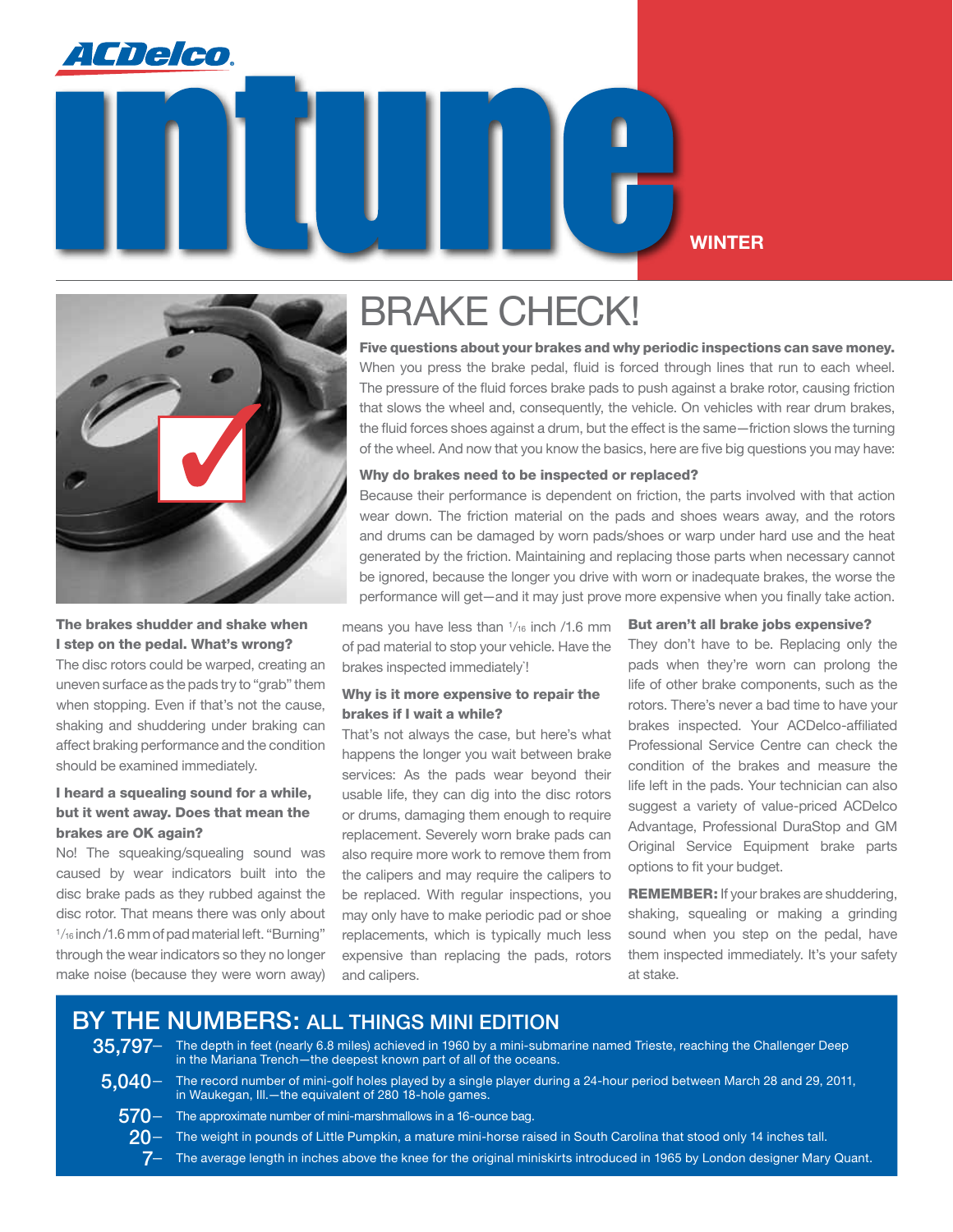ACDelco

# intune

WINTER

## BRAKE CHECK!

**Five questions about your brakes and why periodic inspections can save money.** When you press the brake pedal, fluid is forced through lines that run to each wheel. The pressure of the fluid forces brake pads to push against a brake rotor, causing friction that slows the wheel and, consequently, the vehicle. On vehicles with rear drum brakes, the fluid forces shoes against a drum, but the effect is the same—friction slows the turning of the wheel. And now that you know the basics, here are five big questions you may have:

**Why do brakes need to be inspected or replaced?**

Because their performance is dependent on friction, the parts involved with that action wear down. The friction material on the pads and shoes wears away, and the rotors and drums can be damaged by worn pads/shoes or warp under hard use and the heat generated by the friction. Maintaining and replacing those parts when necessary cannot be ignored, because the longer you drive with worn or inadequate brakes, the worse the performance will get—and it may just prove more expensive when you finally take action.

**The brakes shudder and shake when I step on the pedal. What's wrong?**

The disc rotors could be warped, creating an uneven surface as the pads try to "grab" them when stopping. Even if that's not the cause, shaking and shuddering under braking can affect braking performance and the condition should be examined immediately.

**I heard a squealing sound for a while, but it went away. Does that mean the brakes are OK again?**

No! The squeaking/squealing sound was caused by wear indicators built into the disc brake pads as they rubbed against the disc rotor. That means there was only about 1/16 inch /1.6 mm of pad material left. "Burning" through the wear indicators so they no longer make noise (because they were worn away) means you have less than 1/16 inch /1.6 mm of pad material to stop your vehicle. Have the brakes inspected immediately!

**Why is it more expensive to repair the brakes if I wait a while?**

That's not always the case, but here's what happens the longer you wait between brake services: As the pads wear beyond their usable life, they can dig into the disc rotors or drums, damaging them enough to require replacement. Severely worn brake pads can also require more work to remove them from the calipers and may require the calipers to be replaced. With regular inspections, you may only have to make periodic pad or shoe replacements, which is typically much less expensive than replacing the pads, rotors and calipers.

**But aren't all brake jobs expensive?**

They don't have to be. Replacing only the pads when they're worn can prolong the life of other brake components, such as the rotors. There's never a bad time to have your brakes inspected. Your ACDelco-affiliated Professional Service Centre can check the condition of the brakes and measure the life left in the pads. Your technician can also suggest a variety of value-priced ACDelco Advantage, Professional DuraStop and GM Original Service Equipment brake parts options to fit your budget.

**REMEMBER:** If your brakes are shuddering, shaking, squealing or making a grinding sound when you step on the pedal, have them inspected immediately. It's your safety at stake.

## BY THE NUMBERS: ALL THINGS MINI EDITION

- **35,797**– The depth in feet (nearly 6.8 miles) achieved in 1960 by a mini-submarine named Trieste, reaching the Challenger Deep in the Mariana Trench—the deepest known part of all of the oceans.
- **5,040**– The record number of mini-golf holes played by a single player during a 24-hour period between March 28 and 29, 2011, in Waukegan, Ill.—the equivalent of 280 18-hole games.
- **570**– The approximate number of mini-marshmallows in a 16-ounce bag.
- **20**– The weight in pounds of Little Pumpkin, a mature mini-horse raised in South Carolina that stood only 14 inches tall.
- **7**– The average length in inches above the knee for the original miniskirts introduced in 1965 by London designer Mary Quant.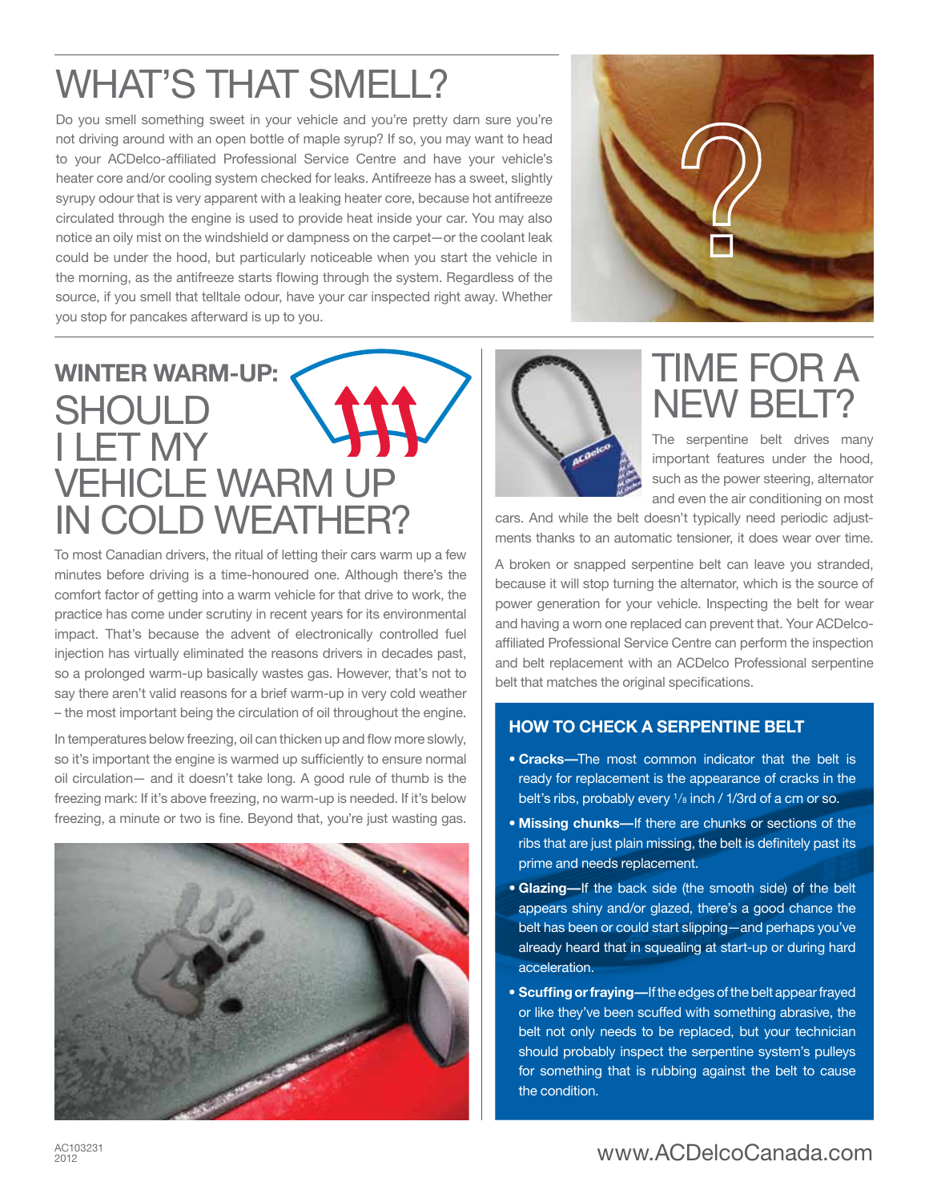# WHAT'S THAT SMELL?

Do you smell something sweet in your vehicle and you're pretty darn sure you're not driving around with an open bottle of maple syrup? If so, you may want to head to your ACDelco-affiliated Professional Service Centre and have your vehicle's heater core and/or cooling system checked for leaks. Antifreeze has a sweet, slightly syrupy odour that is very apparent with a leaking heater core, because hot antifreeze circulated through the engine is used to provide heat inside your car. You may also notice an oily mist on the windshield or dampness on the carpet—or the coolant leak could be under the hood, but particularly noticeable when you start the vehicle in the morning, as the antifreeze starts flowing through the system. Regardless of the source, if you smell that telltale odour, have your car inspected right away. Whether you stop for pancakes afterward is up to you.

## WINTER WARM-UP: SHOULD I LET MY VEHICLE WARM UP IN COLD WEATHER?

To most Canadian drivers, the ritual of letting their cars warm up a few minutes before driving is a time-honoured one. Although there's the comfort factor of getting into a warm vehicle for that drive to work, the practice has come under scrutiny in recent years for its environmental impact. That's because the advent of electronically controlled fuel injection has virtually eliminated the reasons drivers in decades past, so a prolonged warm-up basically wastes gas. However, that's not to say there aren't valid reasons for a brief warm-up in very cold weather – the most important being the circulation of oil throughout the engine.

In temperatures below freezing, oil can thicken up and flow more slowly, so it's important the engine is warmed up sufficiently to ensure normal oil circulation— and it doesn't take long. A good rule of thumb is the freezing mark: If it's above freezing, no warm-up is needed. If it's below freezing, a minute or two is fine. Beyond that, you're just wasting gas.

## TIME FOR A NEW BELT?

The serpentine belt drives many important features under the hood, such as the power steering, alternator and even the air conditioning on most cars. And while the belt doesn't typically need periodic adjustments thanks to an automatic tensioner, it does wear over time.

A broken or snapped serpentine belt can leave you stranded, because it will stop turning the alternator, which is the source of power generation for your vehicle. Inspecting the belt for wear and having a worn one replaced can prevent that. Your ACDelco-affiliated Professional Service Centre can perform the inspection and belt replacement with an ACDelco Professional serpentine belt that matches the original specifications.

### HOW TO CHECK A SERPENTINE BELT

- **Cracks—**The most common indicator that the belt is ready for replacement is the appearance of cracks in the belt's ribs, probably every 1/8 inch / 1/3rd of a cm or so.
- **Missing chunks—**If there are chunks or sections of the ribs that are just plain missing, the belt is definitely past its prime and needs replacement.
- **Glazing—**If the back side (the smooth side) of the belt appears shiny and/or glazed, there's a good chance the belt has been or could start slipping—and perhaps you've already heard that in squealing at start-up or during hard acceleration.
- **Scuffing or fraying—**If the edges of the belt appear frayed or like they've been scuffed with something abrasive, the belt not only needs to be replaced, but your technician should probably inspect the serpentine system's pulleys for something that is rubbing against the belt to cause the condition.

AC103231
2012

www.ACDelcoCanada.com